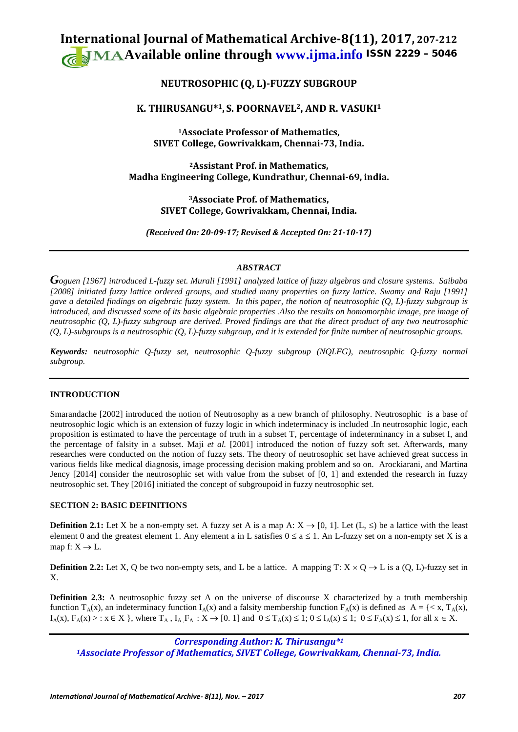# NEUTROSOPHIC (Q, L)-FUZZY SUBGROUP

**K. THIRUSANGU*[1], S. POORNAVEL[2], AND R. VASUKI[1]**

**[1]Associate Professor of Mathematics, SIVET College, Gowrivakkam, Chennai-73, India.**

**[2]Assistant Prof. in Mathematics, Madha Engineering College, Kundrathur, Chennai-69, india.**

**[3]Associate Prof. of Mathematics, SIVET College, Gowrivakkam, Chennai, India.**

*(Received On: 20-09-17; Revised & Accepted On: 21-10-17)*

---

### ABSTRACT

*Goguen [1967] introduced L-fuzzy set. Murali [1991] analyzed lattice of fuzzy algebras and closure systems. Saibaba [2008] initiated fuzzy lattice ordered groups, and studied many properties on fuzzy lattice. Swamy and Raju [1991] gave a detailed findings on algebraic fuzzy system. In this paper, the notion of neutrosophic (Q, L)-fuzzy subgroup is introduced, and discussed some of its basic algebraic properties .Also the results on homomorphic image, pre image of neutrosophic (Q, L)-fuzzy subgroup are derived. Proved findings are that the direct product of any two neutrosophic (Q, L)-subgroups is a neutrosophic (Q, L)-fuzzy subgroup, and it is extended for finite number of neutrosophic groups.*

***Keywords:*** *neutrosophic Q-fuzzy set, neutrosophic Q-fuzzy subgroup (NQLFG), neutrosophic Q-fuzzy normal subgroup.*

---

### INTRODUCTION

Smarandache [2002] introduced the notion of Neutrosophy as a new branch of philosophy. Neutrosophic is a base of neutrosophic logic which is an extension of fuzzy logic in which indeterminacy is included .In neutrosophic logic, each proposition is estimated to have the percentage of truth in a subset T, percentage of indeterminancy in a subset I, and the percentage of falsity in a subset. Maji *et al.* [2001] introduced the notion of fuzzy soft set. Afterwards, many researches were conducted on the notion of fuzzy sets. The theory of neutrosophic set have achieved great success in various fields like medical diagnosis, image processing decision making problem and so on. Arockiarani, and Martina Jency [2014] consider the neutrosophic set with value from the subset of [0, 1] and extended the research in fuzzy neutrosophic set. They [2016] initiated the concept of subgroupoid in fuzzy neutrosophic set.

### SECTION 2: BASIC DEFINITIONS

**Definition 2.1:** Let X be a non-empty set. A fuzzy set A is a map A: $X \rightarrow [0, 1]$. Let $(L, \leq)$ be a lattice with the least element 0 and the greatest element 1. Any element a in L satisfies $0 \leq a \leq 1$. An L-fuzzy set on a non-empty set X is a map f: $X \rightarrow L$.

**Definition 2.2:** Let X, Q be two non-empty sets, and L be a lattice. A mapping T: $X \times Q \rightarrow L$ is a (Q, L)-fuzzy set in X.

**Definition 2.3:** A neutrosophic fuzzy set A on the universe of discourse X characterized by a truth membership function $T_A(x)$, an indeterminacy function $I_A(x)$ and a falsity membership function $F_A(x)$ is defined as $A = \{< x, T_A(x), I_A(x), F_A(x) > : x \in X\}$, where $T_A, I_A, F_A : X \rightarrow [0. 1]$ and $0 \leq T_A(x) \leq 1$; $0 \leq I_A(x) \leq 1$; $0 \leq F_A(x) \leq 1$, for all $x \in X$.

---

*Corresponding Author: K. Thirusangu*[1]*
*[1]Associate Professor of Mathematics, SIVET College, Gowrivakkam, Chennai-73, India.*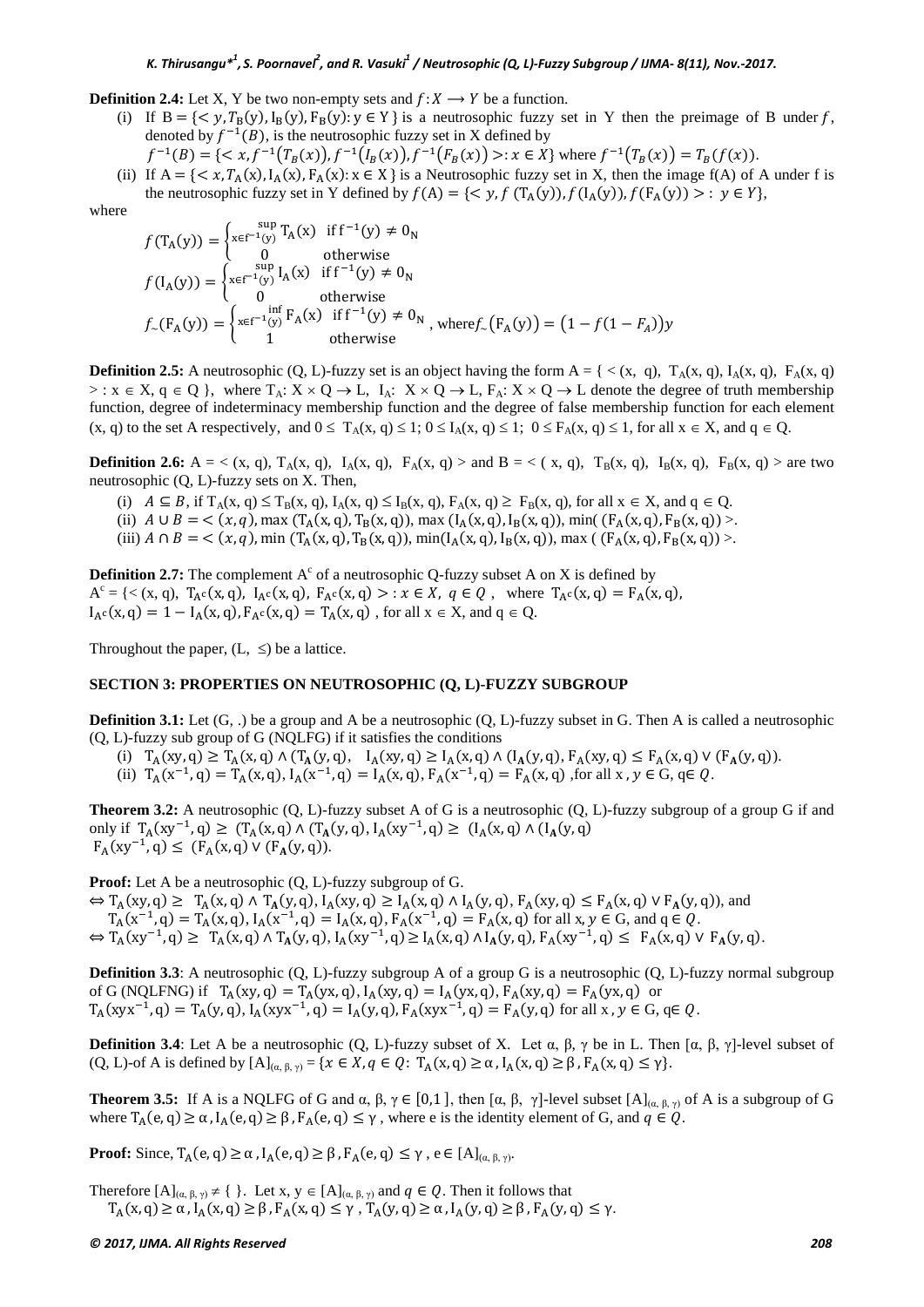**Definition 2.4:** Let X, Y be two non-empty sets and $f: X \longrightarrow Y$ be a function.

(i) If $B = \{< y, T_B(y), I_B(y), F_B(y): y \in Y\}$ is a neutrosophic fuzzy set in Y then the preimage of B under $f$, denoted by $f^{-1}(B)$, is the neutrosophic fuzzy set in X defined by
$f^{-1}(B) = \{< x, f^{-1}(T_B(x)), f^{-1}(I_B(x)), f^{-1}(F_B(x)) >: x \in X\}$ where $f^{-1}(T_B(x)) = T_B(f(x))$.

(ii) If $A = \{< x, T_A(x), I_A(x), F_A(x): x \in X\}$ is a Neutrosophic fuzzy set in X, then the image f(A) of A under f is the neutrosophic fuzzy set in Y defined by $f(A) = \{< y, f(T_A(y)), f(I_A(y)), f(F_A(y)) >: y \in Y\}$,

where

$$f(T_A(y)) = \begin{cases} \sup\limits_{x \in f^{-1}(y)} T_A(x) & \text{if } f^{-1}(y) \neq 0_N \\ 0 & \text{otherwise} \end{cases}$$

$$f(I_A(y)) = \begin{cases} \sup\limits_{x \in f^{-1}(y)} I_A(x) & \text{if } f^{-1}(y) \neq 0_N \\ 0 & \text{otherwise} \end{cases}$$

$$f_{\sim}(F_A(y)) = \begin{cases} \inf\limits_{x \in f^{-1}(y)} F_A(x) & \text{if } f^{-1}(y) \neq 0_N \\ 1 & \text{otherwise} \end{cases}, \text{ where } f_{\sim}(F_A(y)) = (1 - f(1 - F_A))y$$

**Definition 2.5:** A neutrosophic (Q, L)-fuzzy set is an object having the form A = { < (x, q), $T_A(x, q)$, $I_A(x, q)$, $F_A(x, q)$ > : $x \in X$, $q \in Q$ }, where $T_A: X \times Q \to L$, $I_A: X \times Q \to L$, $F_A: X \times Q \to L$ denote the degree of truth membership function, degree of indeterminacy membership function and the degree of false membership function for each element (x, q) to the set A respectively, and $0 \le T_A(x, q) \le 1$; $0 \le I_A(x, q) \le 1$; $0 \le F_A(x, q) \le 1$, for all $x \in X$, and $q \in Q$.

**Definition 2.6:** A = < (x, q), $T_A(x, q)$, $I_A(x, q)$, $F_A(x, q)$ > and B = < ( x, q), $T_B(x, q)$, $I_B(x, q)$, $F_B(x, q)$ > are two neutrosophic (Q, L)-fuzzy sets on X. Then,

(i) $A \subseteq B$, if $T_A(x, q) \le T_B(x, q)$, $I_A(x, q) \le I_B(x, q)$, $F_A(x, q) \ge F_B(x, q)$, for all $x \in X$, and $q \in Q$.

(ii) $A \cup B = < (x, q), \max(T_A(x, q), T_B(x, q)), \max(I_A(x, q), I_B(x, q)), \min((F_A(x, q), F_B(x, q)) >$.

(iii) $A \cap B = < (x, q), \min(T_A(x, q), T_B(x, q)), \min(I_A(x, q), I_B(x, q)), \max((F_A(x, q), F_B(x, q)) >$.

**Definition 2.7:** The complement $A^c$ of a neutrosophic Q-fuzzy subset A on X is defined by
$A^c = \{< (x, q), T_{A^c}(x, q), I_{A^c}(x, q), F_{A^c}(x, q) >: x \in X, q \in Q$, where $T_{A^c}(x, q) = F_A(x, q)$,
$I_{A^c}(x, q) = 1 - I_A(x, q), F_{A^c}(x, q) = T_A(x, q)$ , for all $x \in X$, and $q \in Q$.

Throughout the paper, (L, ≤) be a lattice.

## SECTION 3: PROPERTIES ON NEUTROSOPHIC (Q, L)-FUZZY SUBGROUP

**Definition 3.1:** Let (G, .) be a group and A be a neutrosophic (Q, L)-fuzzy subset in G. Then A is called a neutrosophic (Q, L)-fuzzy sub group of G (NQLFG) if it satisfies the conditions

(i) $T_A(xy, q) \ge T_A(x, q) \wedge (T_A(y, q)$, $I_A(xy, q) \ge I_A(x, q) \wedge (I_A(y, q), F_A(xy, q) \le F_A(x, q) \vee (F_A(y, q))$.

(ii) $T_A(x^{-1}, q) = T_A(x, q), I_A(x^{-1}, q) = I_A(x, q), F_A(x^{-1}, q) = F_A(x, q)$ ,for all $x, y \in G$, $q \in Q$.

**Theorem 3.2:** A neutrosophic (Q, L)-fuzzy subset A of G is a neutrosophic (Q, L)-fuzzy subgroup of a group G if and only if $T_A(xy^{-1}, q) \ge (T_A(x, q) \wedge (T_A(y, q), I_A(xy^{-1}, q) \ge (I_A(x, q) \wedge (I_A(y, q)$
$F_A(xy^{-1}, q) \le (F_A(x, q) \vee (F_A(y, q))$.

**Proof:** Let A be a neutrosophic (Q, L)-fuzzy subgroup of G.
$\Leftrightarrow T_A(xy, q) \ge T_A(x, q) \wedge T_A(y, q), I_A(xy, q) \ge I_A(x, q) \wedge I_A(y, q), F_A(xy, q) \le F_A(x, q) \vee F_A(y, q))$, and
$T_A(x^{-1}, q) = T_A(x, q), I_A(x^{-1}, q) = I_A(x, q), F_A(x^{-1}, q) = F_A(x, q)$ for all $x, y \in G$, and $q \in Q$.
$\Leftrightarrow T_A(xy^{-1}, q) \ge T_A(x, q) \wedge T_A(y, q), I_A(xy^{-1}, q) \ge I_A(x, q) \wedge I_A(y, q), F_A(xy^{-1}, q) \le F_A(x, q) \vee F_A(y, q)$.

**Definition 3.3**: A neutrosophic (Q, L)-fuzzy subgroup A of a group G is a neutrosophic (Q, L)-fuzzy normal subgroup of G (NQLFNG) if $T_A(xy, q) = T_A(yx, q), I_A(xy, q) = I_A(yx, q), F_A(xy, q) = F_A(yx, q)$ or
$T_A(xyx^{-1}, q) = T_A(y, q), I_A(xyx^{-1}, q) = I_A(y, q), F_A(xyx^{-1}, q) = F_A(y, q)$ for all $x, y \in G$, $q \in Q$.

**Definition 3.4**: Let A be a neutrosophic (Q, L)-fuzzy subset of X. Let α, β, γ be in L. Then [α, β, γ]-level subset of (Q, L)-of A is defined by $[A]_{(\alpha, \beta, \gamma)} = \{x \in X, q \in Q: T_A(x, q) \ge \alpha, I_A(x, q) \ge \beta, F_A(x, q) \le \gamma\}$.

**Theorem 3.5:** If A is a NQLFG of G and $\alpha, \beta, \gamma \in [0,1]$, then [α, β, γ]-level subset $[A]_{(\alpha, \beta, \gamma)}$ of A is a subgroup of G where $T_A(e, q) \ge \alpha, I_A(e, q) \ge \beta, F_A(e, q) \le \gamma$ , where e is the identity element of G, and $q \in Q$.

**Proof:** Since, $T_A(e, q) \ge \alpha, I_A(e, q) \ge \beta, F_A(e, q) \le \gamma$ , $e \in [A]_{(\alpha, \beta, \gamma)}$.

Therefore $[A]_{(\alpha, \beta, \gamma)} \neq \{ \}$. Let $x, y \in [A]_{(\alpha, \beta, \gamma)}$ and $q \in Q$. Then it follows that
$T_A(x, q) \ge \alpha, I_A(x, q) \ge \beta, F_A(x, q) \le \gamma$ , $T_A(y, q) \ge \alpha, I_A(y, q) \ge \beta, F_A(y, q) \le \gamma$.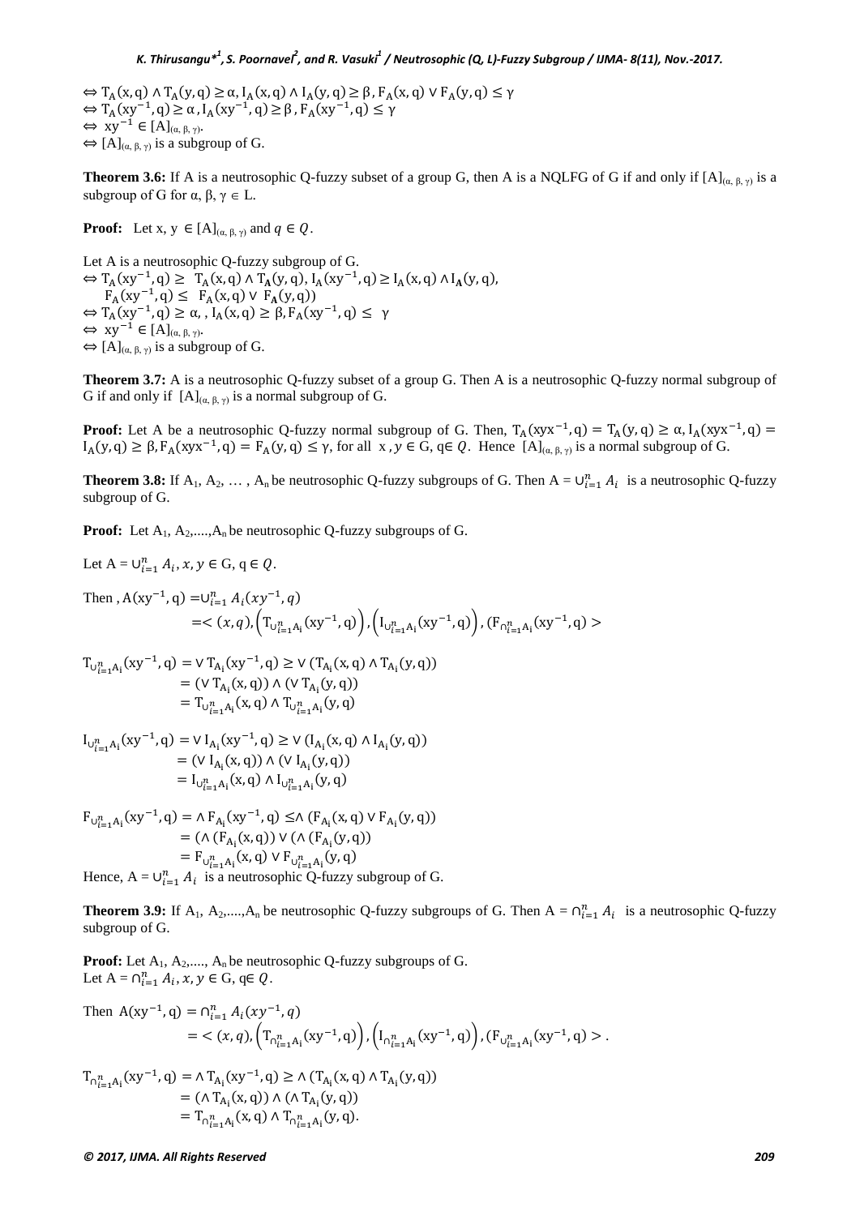$\Leftrightarrow \mathrm{T_A}(x,q) \wedge \mathrm{T_A}(y,q) \geq \alpha, \mathrm{I_A}(x,q) \wedge \mathrm{I_A}(y,q) \geq \beta, \mathrm{F_A}(x,q) \vee \mathrm{F_A}(y,q) \leq \gamma$
$\Leftrightarrow \mathrm{T_A}(xy^{-1},q) \geq \alpha, \mathrm{I_A}(xy^{-1},q) \geq \beta, \mathrm{F_A}(xy^{-1},q) \leq \gamma$
$\Leftrightarrow xy^{-1} \in [A]_{(\alpha,\beta,\gamma)}$.
$\Leftrightarrow [A]_{(\alpha,\beta,\gamma)}$ is a subgroup of G.

**Theorem 3.6:** If A is a neutrosophic Q-fuzzy subset of a group G, then A is a NQLFG of G if and only if $[A]_{(\alpha,\beta,\gamma)}$ is a subgroup of G for $\alpha, \beta, \gamma \in L$.

**Proof:** Let x, y $\in [A]_{(\alpha,\beta,\gamma)}$ and $q \in Q$.

Let A is a neutrosophic Q-fuzzy subgroup of G.
$\Leftrightarrow \mathrm{T_A}(xy^{-1},q) \geq \mathrm{T_A}(x,q) \wedge \mathrm{T_A}(y,q), \mathrm{I_A}(xy^{-1},q) \geq \mathrm{I_A}(x,q) \wedge \mathrm{I_A}(y,q),$
$\mathrm{F_A}(xy^{-1},q) \leq \mathrm{F_A}(x,q) \vee \mathrm{F_A}(y,q))$
$\Leftrightarrow \mathrm{T_A}(xy^{-1},q) \geq \alpha, , \mathrm{I_A}(x,q) \geq \beta, \mathrm{F_A}(xy^{-1},q) \leq \gamma$
$\Leftrightarrow xy^{-1} \in [A]_{(\alpha,\beta,\gamma)}$.
$\Leftrightarrow [A]_{(\alpha,\beta,\gamma)}$ is a subgroup of G.

**Theorem 3.7:** A is a neutrosophic Q-fuzzy subset of a group G. Then A is a neutrosophic Q-fuzzy normal subgroup of G if and only if $[A]_{(\alpha,\beta,\gamma)}$ is a normal subgroup of G.

**Proof:** Let A be a neutrosophic Q-fuzzy normal subgroup of G. Then, $\mathrm{T_A}(xyx^{-1},q) = \mathrm{T_A}(y,q) \geq \alpha, \mathrm{I_A}(xyx^{-1},q) = \mathrm{I_A}(y,q) \geq \beta, \mathrm{F_A}(xyx^{-1},q) = \mathrm{F_A}(y,q) \leq \gamma$, for all $x, y \in$ G, $q \in Q$. Hence $[A]_{(\alpha,\beta,\gamma)}$ is a normal subgroup of G.

**Theorem 3.8:** If $A_1, A_2, \ldots, A_n$ be neutrosophic Q-fuzzy subgroups of G. Then A = $\cup_{i=1}^{n} A_i$ is a neutrosophic Q-fuzzy subgroup of G.

**Proof:** Let $A_1, A_2, \ldots, A_n$ be neutrosophic Q-fuzzy subgroups of G.

Let A = $\cup_{i=1}^{n} A_i$, $x, y \in$ G, $q \in Q$.

$$\begin{aligned}
\text{Then}, A(xy^{-1},q) &= \cup_{i=1}^{n} A_i(xy^{-1},q) \\
&= < (x,q), \left(\mathrm{T}_{\cup_{i=1}^{n} A_i}(xy^{-1},q)\right), \left(\mathrm{I}_{\cup_{i=1}^{n} A_i}(xy^{-1},q)\right), (\mathrm{F}_{\cap_{i=1}^{n} A_i}(xy^{-1},q) >
\end{aligned}$$

$$\begin{aligned}
\mathrm{T}_{\cup_{i=1}^{n} A_i}(xy^{-1},q) &= \vee \mathrm{T}_{A_i}(xy^{-1},q) \geq \vee (\mathrm{T}_{A_i}(x,q) \wedge \mathrm{T}_{A_i}(y,q)) \\
&= (\vee \mathrm{T}_{A_i}(x,q)) \wedge (\vee \mathrm{T}_{A_i}(y,q)) \\
&= \mathrm{T}_{\cup_{i=1}^{n} A_i}(x,q) \wedge \mathrm{T}_{\cup_{i=1}^{n} A_i}(y,q)
\end{aligned}$$

$$\begin{aligned}
\mathrm{I}_{\cup_{i=1}^{n} A_i}(xy^{-1},q) &= \vee \mathrm{I}_{A_i}(xy^{-1},q) \geq \vee (\mathrm{I}_{A_i}(x,q) \wedge \mathrm{I}_{A_i}(y,q)) \\
&= (\vee \mathrm{I}_{A_i}(x,q)) \wedge (\vee \mathrm{I}_{A_i}(y,q)) \\
&= \mathrm{I}_{\cup_{i=1}^{n} A_i}(x,q) \wedge \mathrm{I}_{\cup_{i=1}^{n} A_i}(y,q)
\end{aligned}$$

$$\begin{aligned}
\mathrm{F}_{\cup_{i=1}^{n} A_i}(xy^{-1},q) &= \wedge \mathrm{F}_{A_i}(xy^{-1},q) \leq \wedge (\mathrm{F}_{A_i}(x,q) \vee \mathrm{F}_{A_i}(y,q)) \\
&= (\wedge (\mathrm{F}_{A_i}(x,q)) \vee (\wedge (\mathrm{F}_{A_i}(y,q)) \\
&= \mathrm{F}_{\cup_{i=1}^{n} A_i}(x,q) \vee \mathrm{F}_{\cup_{i=1}^{n} A_i}(y,q)
\end{aligned}$$

Hence, A = $\cup_{i=1}^{n} A_i$ is a neutrosophic Q-fuzzy subgroup of G.

**Theorem 3.9:** If $A_1, A_2, \ldots, A_n$ be neutrosophic Q-fuzzy subgroups of G. Then A = $\cap_{i=1}^{n} A_i$ is a neutrosophic Q-fuzzy subgroup of G.

**Proof:** Let $A_1, A_2, \ldots, A_n$ be neutrosophic Q-fuzzy subgroups of G.
Let A = $\cap_{i=1}^{n} A_i$, $x, y \in$ G, $q \in Q$.

$$\begin{aligned}
\text{Then } A(xy^{-1},q) &= \cap_{i=1}^{n} A_i(xy^{-1},q) \\
&= < (x,q), \left(\mathrm{T}_{\cap_{i=1}^{n} A_i}(xy^{-1},q)\right), \left(\mathrm{I}_{\cap_{i=1}^{n} A_i}(xy^{-1},q)\right), (\mathrm{F}_{\cup_{i=1}^{n} A_i}(xy^{-1},q) > .
\end{aligned}$$

$$\begin{aligned}
\mathrm{T}_{\cap_{i=1}^{n} A_i}(xy^{-1},q) &= \wedge \mathrm{T}_{A_i}(xy^{-1},q) \geq \wedge (\mathrm{T}_{A_i}(x,q) \wedge \mathrm{T}_{A_i}(y,q)) \\
&= (\wedge \mathrm{T}_{A_i}(x,q)) \wedge (\wedge \mathrm{T}_{A_i}(y,q)) \\
&= \mathrm{T}_{\cap_{i=1}^{n} A_i}(x,q) \wedge \mathrm{T}_{\cap_{i=1}^{n} A_i}(y,q).
\end{aligned}$$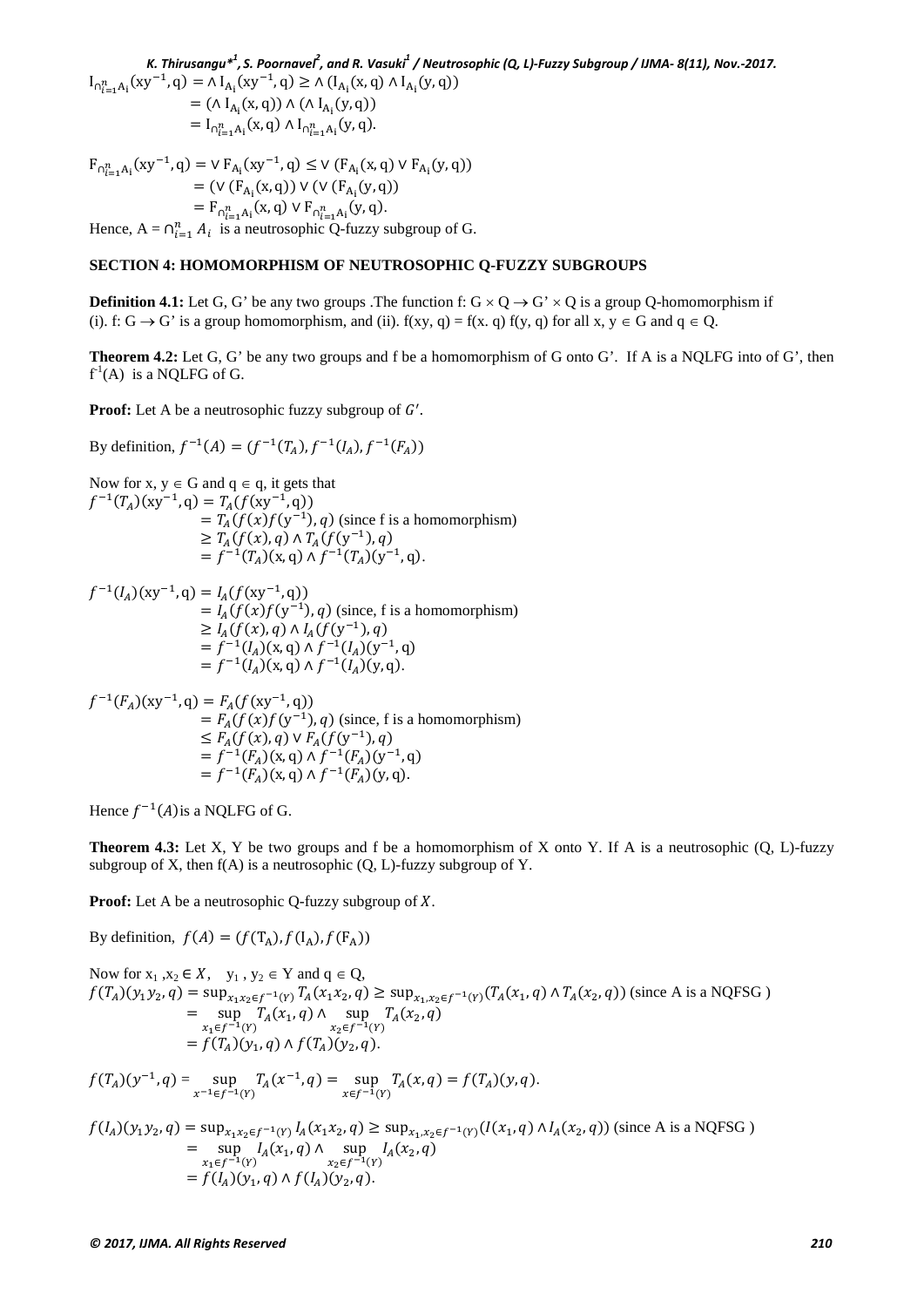$$
\begin{aligned}
I_{\cap_{i=1}^{n} A_i}(xy^{-1}, q) &= \wedge I_{A_i}(xy^{-1}, q) \geq \wedge (I_{A_i}(x, q) \wedge I_{A_i}(y, q)) \\
&= (\wedge I_{A_i}(x, q)) \wedge (\wedge I_{A_i}(y, q)) \\
&= I_{\cap_{i=1}^{n} A_i}(x, q) \wedge I_{\cap_{i=1}^{n} A_i}(y, q).
\end{aligned}
$$

$$
\begin{aligned}
F_{\cap_{i=1}^{n} A_i}(xy^{-1}, q) &= \vee F_{A_i}(xy^{-1}, q) \leq \vee (F_{A_i}(x, q) \vee F_{A_i}(y, q)) \\
&= (\vee (F_{A_i}(x, q)) \vee (\vee (F_{A_i}(y, q)) \\
&= F_{\cap_{i=1}^{n} A_i}(x, q) \vee F_{\cap_{i=1}^{n} A_i}(y, q).
\end{aligned}
$$

Hence, A = $\cap_{i=1}^{n} A_i$ is a neutrosophic Q-fuzzy subgroup of G.

## SECTION 4: HOMOMORPHISM OF NEUTROSOPHIC Q-FUZZY SUBGROUPS

**Definition 4.1:** Let G, G' be any two groups .The function f: $G \times Q \to G' \times Q$ is a group Q-homomorphism if (i). f: $G \to G'$ is a group homomorphism, and (ii). $f(xy, q) = f(x.\, q)\, f(y, q)$ for all $x, y \in G$ and $q \in Q$.

**Theorem 4.2:** Let G, G' be any two groups and f be a homomorphism of G onto G'. If A is a NQLFG into of G', then $f^{-1}(A)$ is a NQLFG of G.

**Proof:** Let A be a neutrosophic fuzzy subgroup of $G'$.

By definition, $f^{-1}(A) = (f^{-1}(T_A), f^{-1}(I_A), f^{-1}(F_A))$

Now for $x, y \in G$ and $q \in q$, it gets that

$$
\begin{aligned}
f^{-1}(T_A)(xy^{-1}, q) &= T_A(f(xy^{-1}, q)) \\
&= T_A(f(x)f(y^{-1}), q) \text{ (since f is a homomorphism)} \\
&\geq T_A(f(x), q) \wedge T_A(f(y^{-1}), q) \\
&= f^{-1}(T_A)(x, q) \wedge f^{-1}(T_A)(y^{-1}, q).
\end{aligned}
$$

$$
\begin{aligned}
f^{-1}(I_A)(xy^{-1}, q) &= I_A(f(xy^{-1}, q)) \\
&= I_A(f(x)f(y^{-1}), q) \text{ (since, f is a homomorphism)} \\
&\geq I_A(f(x), q) \wedge I_A(f(y^{-1}), q) \\
&= f^{-1}(I_A)(x, q) \wedge f^{-1}(I_A)(y^{-1}, q) \\
&= f^{-1}(I_A)(x, q) \wedge f^{-1}(I_A)(y, q).
\end{aligned}
$$

$$
\begin{aligned}
f^{-1}(F_A)(xy^{-1}, q) &= F_A(f(xy^{-1}, q)) \\
&= F_A(f(x)f(y^{-1}), q) \text{ (since, f is a homomorphism)} \\
&\leq F_A(f(x), q) \vee F_A(f(y^{-1}), q) \\
&= f^{-1}(F_A)(x, q) \wedge f^{-1}(F_A)(y^{-1}, q) \\
&= f^{-1}(F_A)(x, q) \wedge f^{-1}(F_A)(y, q).
\end{aligned}
$$

Hence $f^{-1}(A)$is a NQLFG of G.

**Theorem 4.3:** Let X, Y be two groups and f be a homomorphism of X onto Y. If A is a neutrosophic (Q, L)-fuzzy subgroup of X, then f(A) is a neutrosophic (Q, L)-fuzzy subgroup of Y.

**Proof:** Let A be a neutrosophic Q-fuzzy subgroup of $X$.

By definition, $f(A) = (f(T_A), f(I_A), f(F_A))$

Now for $x_1, x_2 \in X$, $y_1, y_2 \in Y$ and $q \in Q$,

$$
\begin{aligned}
f(T_A)(y_1 y_2, q) &= \sup_{x_1 x_2 \in f^{-1}(Y)} T_A(x_1 x_2, q) \geq \sup_{x_1, x_2 \in f^{-1}(Y)} (T_A(x_1, q) \wedge T_A(x_2, q)) \text{ (since A is a NQFSG )} \\
&= \sup_{x_1 \in f^{-1}(Y)} T_A(x_1, q) \wedge \sup_{x_2 \in f^{-1}(Y)} T_A(x_2, q) \\
&= f(T_A)(y_1, q) \wedge f(T_A)(y_2, q).
\end{aligned}
$$

$$
f(T_A)(y^{-1}, q) = \sup_{x^{-1} \in f^{-1}(Y)} T_A(x^{-1}, q) = \sup_{x \in f^{-1}(Y)} T_A(x, q) = f(T_A)(y, q).
$$

$$
\begin{aligned}
f(I_A)(y_1 y_2, q) &= \sup_{x_1 x_2 \in f^{-1}(Y)} I_A(x_1 x_2, q) \geq \sup_{x_1, x_2 \in f^{-1}(Y)} (I(x_1, q) \wedge I_A(x_2, q)) \text{ (since A is a NQFSG )} \\
&= \sup_{x_1 \in f^{-1}(Y)} I_A(x_1, q) \wedge \sup_{x_2 \in f^{-1}(Y)} I_A(x_2, q) \\
&= f(I_A)(y_1, q) \wedge f(I_A)(y_2, q).
\end{aligned}
$$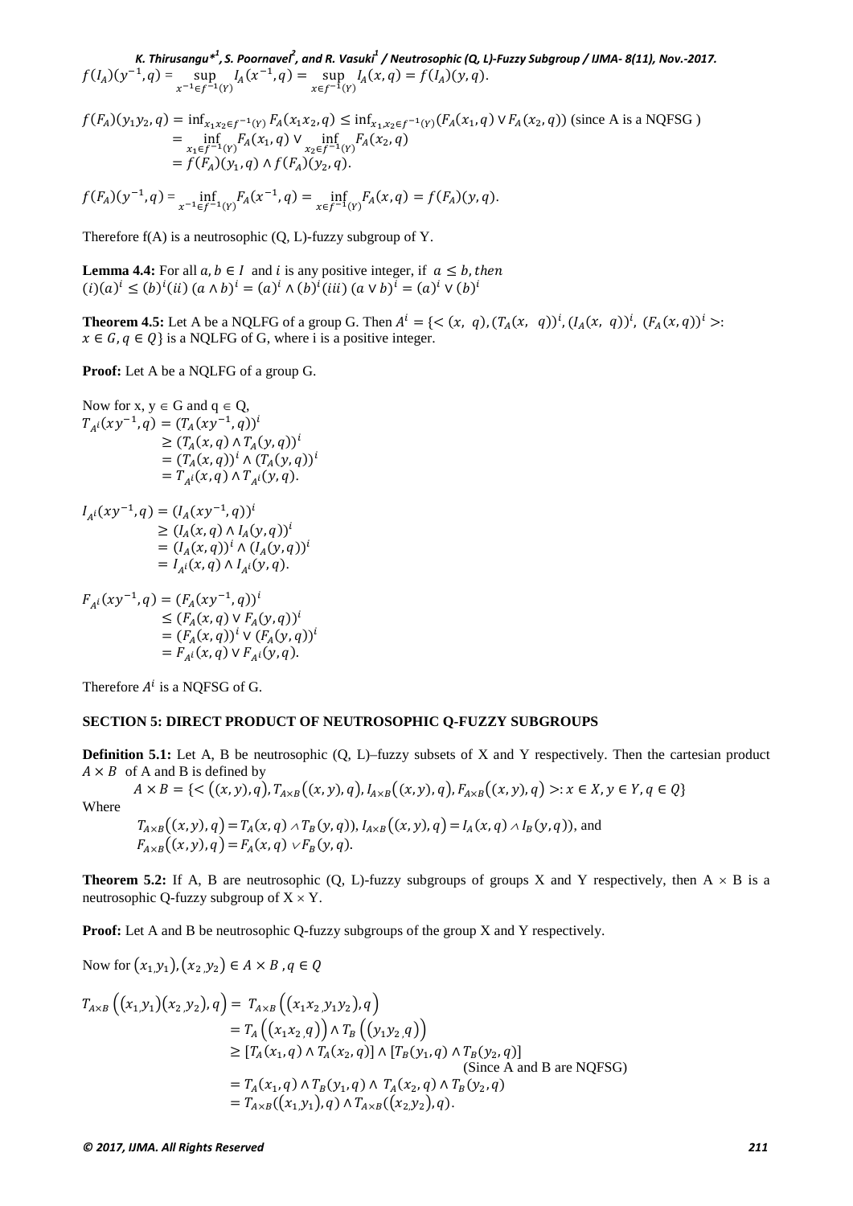$$f(I_A)(y^{-1},q) = \sup_{x^{-1}\in f^{-1}(Y)} I_A(x^{-1},q) = \sup_{x\in f^{-1}(Y)} I_A(x,q) = f(I_A)(y,q).$$

$$\begin{aligned} f(F_A)(y_1y_2,q) &= \inf_{x_1x_2\in f^{-1}(Y)} F_A(x_1x_2,q) \le \inf_{x_1,x_2\in f^{-1}(Y)}(F_A(x_1,q)\vee F_A(x_2,q)) \text{ (since A is a NQFSG )} \\ &= \inf_{x_1\in f^{-1}(Y)} F_A(x_1,q) \vee \inf_{x_2\in f^{-1}(Y)} F_A(x_2,q) \\ &= f(F_A)(y_1,q)\wedge f(F_A)(y_2,q). \end{aligned}$$

$$f(F_A)(y^{-1},q) = \inf_{x^{-1}\in f^{-1}(Y)} F_A(x^{-1},q) = \inf_{x\in f^{-1}(Y)} F_A(x,q) = f(F_A)(y,q).$$

Therefore f(A) is a neutrosophic (Q, L)-fuzzy subgroup of Y.

**Lemma 4.4:** For all $a, b \in I$ and $i$ is any positive integer, if $a \le b$, then $(i) (a)^i \le (b)^i (ii)\ (a \wedge b)^i = (a)^i \wedge (b)^i (iii)\ (a \vee b)^i = (a)^i \vee (b)^i$

**Theorem 4.5:** Let A be a NQLFG of a group G. Then $A^i = \{< (x,\ q), (T_A(x,\ q))^i, (I_A(x,\ q))^i, (F_A(x,q))^i >: x \in G, q \in Q\}$ is a NQLFG of G, where i is a positive integer.

**Proof:** Let A be a NQLFG of a group G.

Now for x, y $\in$ G and q $\in$ Q,

$$\begin{aligned} T_{A^i}(xy^{-1},q) &= (T_A(xy^{-1},q))^i \\ &\ge (T_A(x,q)\wedge T_A(y,q))^i \\ &= (T_A(x,q))^i \wedge (T_A(y,q))^i \\ &= T_{A^i}(x,q)\wedge T_{A^i}(y,q). \end{aligned}$$

$$\begin{aligned} I_{A^i}(xy^{-1},q) &= (I_A(xy^{-1},q))^i \\ &\ge (I_A(x,q)\wedge I_A(y,q))^i \\ &= (I_A(x,q))^i \wedge (I_A(y,q))^i \\ &= I_{A^i}(x,q)\wedge I_{A^i}(y,q). \end{aligned}$$

$$\begin{aligned} F_{A^i}(xy^{-1},q) &= (F_A(xy^{-1},q))^i \\ &\le (F_A(x,q)\vee F_A(y,q))^i \\ &= (F_A(x,q))^i \vee (F_A(y,q))^i \\ &= F_{A^i}(x,q)\vee F_{A^i}(y,q). \end{aligned}$$

Therefore $A^i$ is a NQFSG of G.

## SECTION 5: DIRECT PRODUCT OF NEUTROSOPHIC Q-FUZZY SUBGROUPS

**Definition 5.1:** Let A, B be neutrosophic (Q, L)–fuzzy subsets of X and Y respectively. Then the cartesian product $A \times B$ of A and B is defined by

$$A \times B = \{< ((x,y),q), T_{A\times B}((x,y),q), I_{A\times B}((x,y),q), F_{A\times B}((x,y),q) >: x \in X, y \in Y, q \in Q\}$$

Where

$$T_{A\times B}((x,y),q) = T_A(x,q) \wedge T_B(y,q)),\ I_{A\times B}((x,y),q) = I_A(x,q) \wedge I_B(y,q)), \text{ and}$$
$$F_{A\times B}((x,y),q) = F_A(x,q) \vee F_B(y,q).$$

**Theorem 5.2:** If A, B are neutrosophic (Q, L)-fuzzy subgroups of groups X and Y respectively, then A $\times$ B is a neutrosophic Q-fuzzy subgroup of X $\times$ Y.

**Proof:** Let A and B be neutrosophic Q-fuzzy subgroups of the group X and Y respectively.

Now for $(x_1,y_1), (x_2,y_2) \in A \times B$, $q \in Q$

$$\begin{aligned} T_{A\times B}\left((x_1,y_1)(x_2,y_2),q\right) &= T_{A\times B}\left((x_1x_2,y_1y_2),q\right) \\ &= T_A\left((x_1x_2,q)\right)\wedge T_B\left((y_1y_2,q)\right) \\ &\ge [T_A(x_1,q)\wedge T_A(x_2,q)]\wedge[T_B(y_1,q)\wedge T_B(y_2,q)] \\ &\qquad\qquad \text{(Since A and B are NQFSG)} \\ &= T_A(x_1,q)\wedge T_B(y_1,q)\wedge T_A(x_2,q)\wedge T_B(y_2,q) \\ &= T_{A\times B}((x_1,y_1),q)\wedge T_{A\times B}((x_2,y_2),q). \end{aligned}$$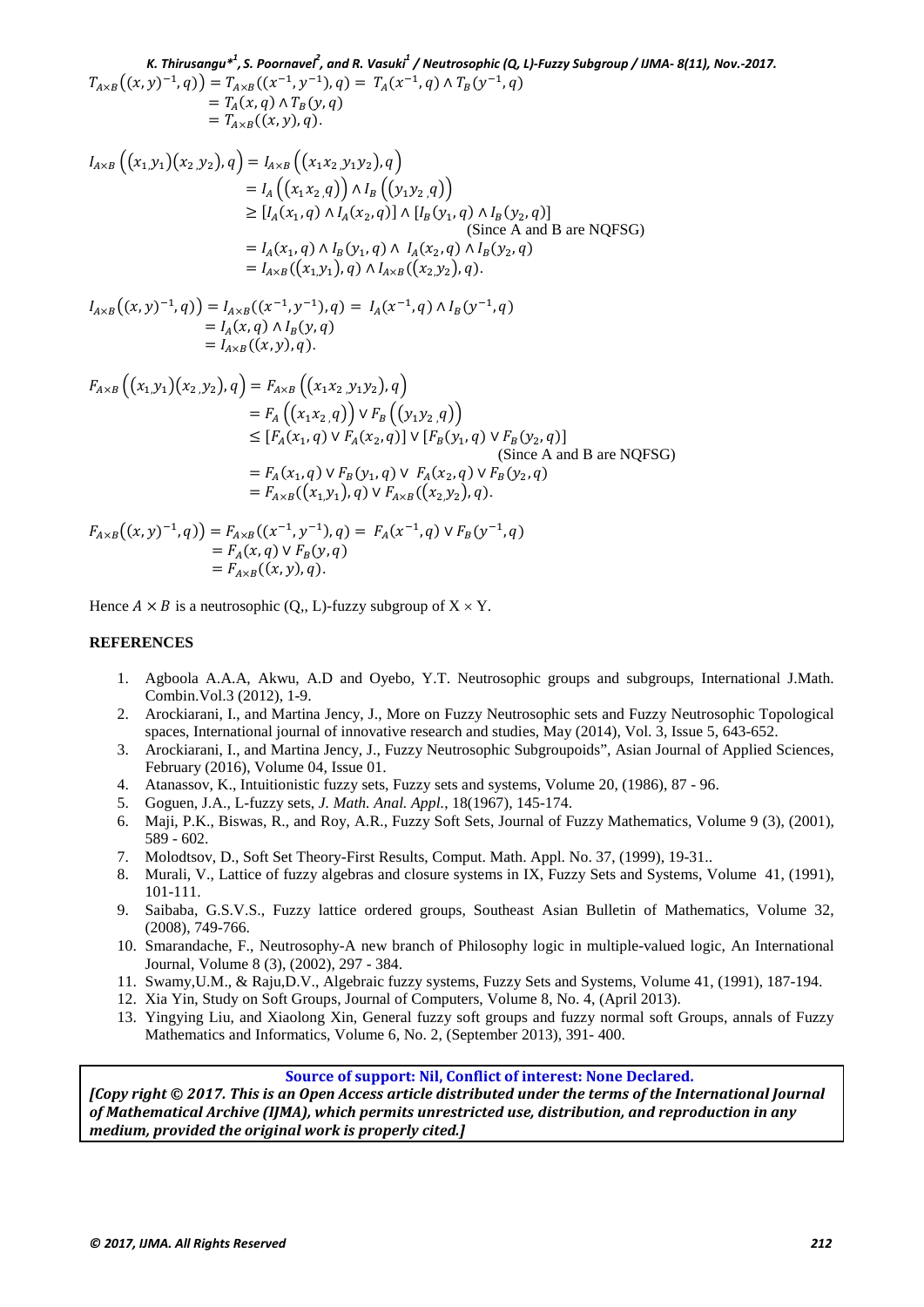$$T_{A\times B}\left((x,y)^{-1},q\right) = T_{A\times B}((x^{-1},y^{-1}),q) = T_A(x^{-1},q) \wedge T_B(y^{-1},q)$$
$$= T_A(x,q) \wedge T_B(y,q)$$
$$= T_{A\times B}((x,y),q).$$

$$I_{A\times B}\left((x_1,y_1)(x_2,y_2),q\right) = I_{A\times B}\left((x_1x_2,y_1y_2),q\right)$$
$$= I_A\left((x_1x_2,q)\right) \wedge I_B\left((y_1y_2,q)\right)$$
$$\geq [I_A(x_1,q) \wedge I_A(x_2,q)] \wedge [I_B(y_1,q) \wedge I_B(y_2,q)]$$

(Since A and B are NQFSG)

$$= I_A(x_1,q) \wedge I_B(y_1,q) \wedge I_A(x_2,q) \wedge I_B(y_2,q)$$
$$= I_{A\times B}((x_1,y_1),q) \wedge I_{A\times B}((x_2,y_2),q).$$

$$I_{A\times B}\left((x,y)^{-1},q\right) = I_{A\times B}((x^{-1},y^{-1}),q) = I_A(x^{-1},q) \wedge I_B(y^{-1},q)$$
$$= I_A(x,q) \wedge I_B(y,q)$$
$$= I_{A\times B}((x,y),q).$$

$$F_{A\times B}\left((x_1,y_1)(x_2,y_2),q\right) = F_{A\times B}\left((x_1x_2,y_1y_2),q\right)$$
$$= F_A\left((x_1x_2,q)\right) \vee F_B\left((y_1y_2,q)\right)$$
$$\leq [F_A(x_1,q) \vee F_A(x_2,q)] \vee [F_B(y_1,q) \vee F_B(y_2,q)]$$

(Since A and B are NQFSG)

$$= F_A(x_1,q) \vee F_B(y_1,q) \vee F_A(x_2,q) \vee F_B(y_2,q)$$
$$= F_{A\times B}((x_1,y_1),q) \vee F_{A\times B}((x_2,y_2),q).$$

$$F_{A\times B}\left((x,y)^{-1},q\right) = F_{A\times B}((x^{-1},y^{-1}),q) = F_A(x^{-1},q) \vee F_B(y^{-1},q)$$
$$= F_A(x,q) \vee F_B(y,q)$$
$$= F_{A\times B}((x,y),q).$$

Hence $A \times B$ is a neutrosophic (Q,, L)-fuzzy subgroup of $X \times Y$.

## REFERENCES

1. Agboola A.A.A, Akwu, A.D and Oyebo, Y.T. Neutrosophic groups and subgroups, International J.Math. Combin.Vol.3 (2012), 1-9.
2. Arockiarani, I., and Martina Jency, J., More on Fuzzy Neutrosophic sets and Fuzzy Neutrosophic Topological spaces, International journal of innovative research and studies, May (2014), Vol. 3, Issue 5, 643-652.
3. Arockiarani, I., and Martina Jency, J., Fuzzy Neutrosophic Subgroupoids", Asian Journal of Applied Sciences, February (2016), Volume 04, Issue 01.
4. Atanassov, K., Intuitionistic fuzzy sets, Fuzzy sets and systems, Volume 20, (1986), 87 - 96.
5. Goguen, J.A., L-fuzzy sets, *J. Math. Anal. Appl.*, 18(1967), 145-174.
6. Maji, P.K., Biswas, R., and Roy, A.R., Fuzzy Soft Sets, Journal of Fuzzy Mathematics, Volume 9 (3), (2001), 589 - 602.
7. Molodtsov, D., Soft Set Theory-First Results, Comput. Math. Appl. No. 37, (1999), 19-31..
8. Murali, V., Lattice of fuzzy algebras and closure systems in IX, Fuzzy Sets and Systems, Volume 41, (1991), 101-111.
9. Saibaba, G.S.V.S., Fuzzy lattice ordered groups, Southeast Asian Bulletin of Mathematics, Volume 32, (2008), 749-766.
10. Smarandache, F., Neutrosophy-A new branch of Philosophy logic in multiple-valued logic, An International Journal, Volume 8 (3), (2002), 297 - 384.
11. Swamy,U.M., & Raju,D.V., Algebraic fuzzy systems, Fuzzy Sets and Systems, Volume 41, (1991), 187-194.
12. Xia Yin, Study on Soft Groups, Journal of Computers, Volume 8, No. 4, (April 2013).
13. Yingying Liu, and Xiaolong Xin, General fuzzy soft groups and fuzzy normal soft Groups, annals of Fuzzy Mathematics and Informatics, Volume 6, No. 2, (September 2013), 391- 400.

**Source of support: Nil, Conflict of interest: None Declared.**

***[Copy right © 2017. This is an Open Access article distributed under the terms of the International Journal of Mathematical Archive (IJMA), which permits unrestricted use, distribution, and reproduction in any medium, provided the original work is properly cited.]***